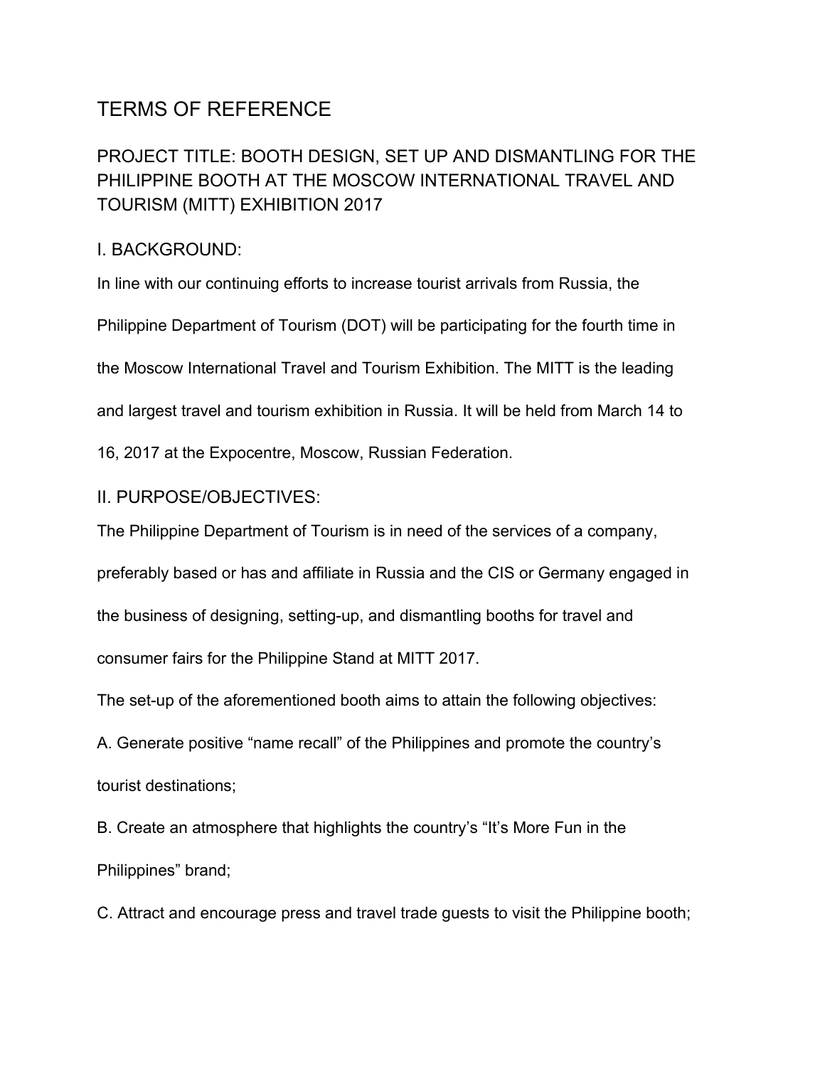# TERMS OF REFERENCE

## PROJECT TITLE: BOOTH DESIGN, SET UP AND DISMANTLING FOR THE PHILIPPINE BOOTH AT THE MOSCOW INTERNATIONAL TRAVEL AND TOURISM (MITT) EXHIBITION 2017

## I. BACKGROUND:

In line with our continuing efforts to increase tourist arrivals from Russia, the Philippine Department of Tourism (DOT) will be participating for the fourth time in the Moscow International Travel and Tourism Exhibition. The MITT is the leading and largest travel and tourism exhibition in Russia. It will be held from March 14 to 16, 2017 at the Expocentre, Moscow, Russian Federation.

## II. PURPOSE/OBJECTIVES:

The Philippine Department of Tourism is in need of the services of a company, preferably based or has and affiliate in Russia and the CIS or Germany engaged in the business of designing, setting-up, and dismantling booths for travel and consumer fairs for the Philippine Stand at MITT 2017.

The set-up of the aforementioned booth aims to attain the following objectives:

A. Generate positive “name recall” of the Philippines and promote the country’s tourist destinations;

B. Create an atmosphere that highlights the country’s “It’s More Fun in the Philippines” brand;

C. Attract and encourage press and travel trade guests to visit the Philippine booth;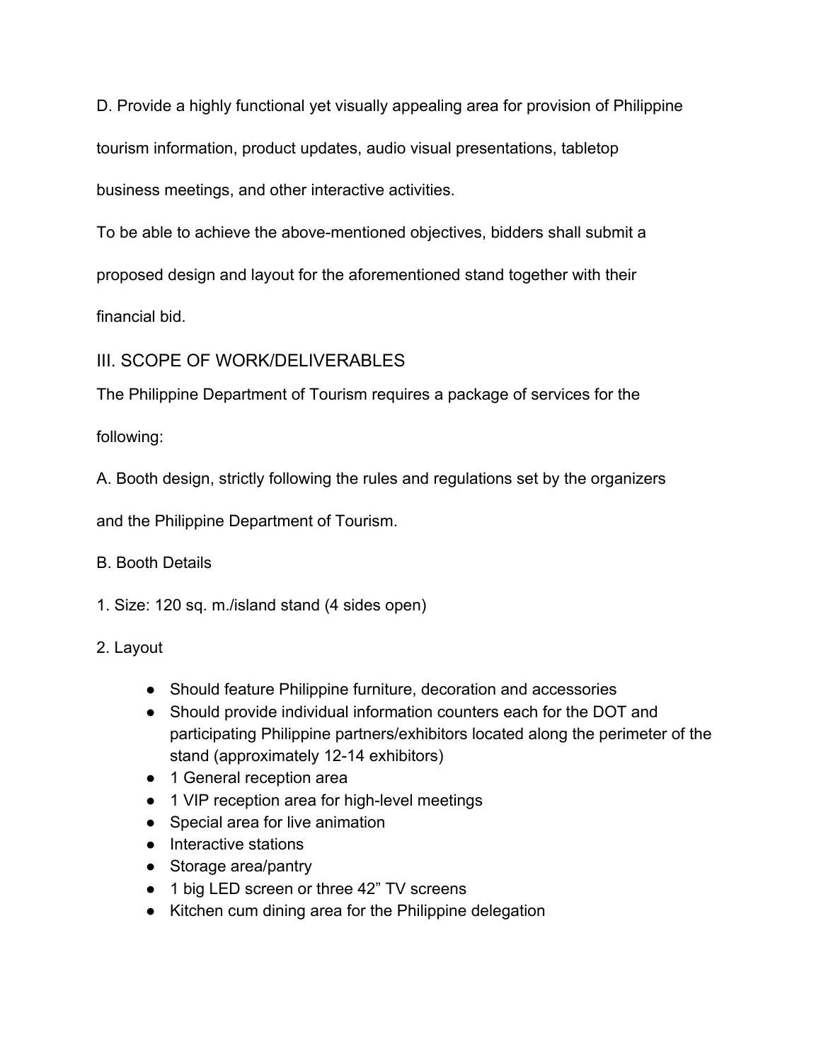D. Provide a highly functional yet visually appealing area for provision of Philippine tourism information, product updates, audio visual presentations, tabletop business meetings, and other interactive activities.

To be able to achieve the above-mentioned objectives, bidders shall submit a proposed design and layout for the aforementioned stand together with their financial bid.

## III. SCOPE OF WORK/DELIVERABLES

The Philippine Department of Tourism requires a package of services for the following:

A. Booth design, strictly following the rules and regulations set by the organizers and the Philippine Department of Tourism.

B. Booth Details

1. Size: 120 sq. m./island stand (4 sides open)

2. Layout

- Should feature Philippine furniture, decoration and accessories
- Should provide individual information counters each for the DOT and participating Philippine partners/exhibitors located along the perimeter of the stand (approximately 12-14 exhibitors)
- 1 General reception area
- 1 VIP reception area for high-level meetings
- Special area for live animation
- Interactive stations
- Storage area/pantry
- 1 big LED screen or three 42” TV screens
- Kitchen cum dining area for the Philippine delegation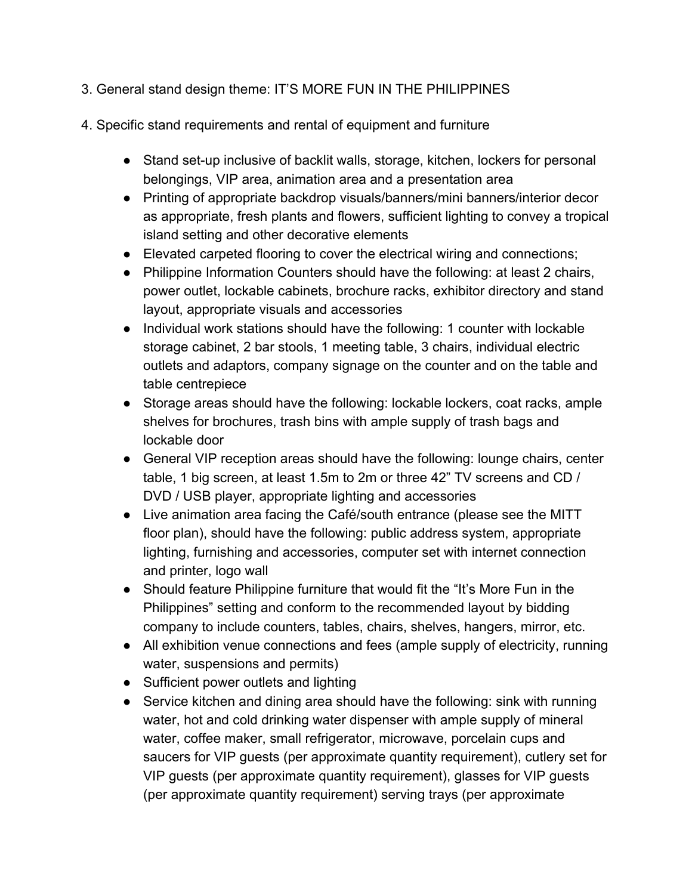3. General stand design theme: IT'S MORE FUN IN THE PHILIPPINES

4. Specific stand requirements and rental of equipment and furniture

- Stand set-up inclusive of backlit walls, storage, kitchen, lockers for personal belongings, VIP area, animation area and a presentation area
- Printing of appropriate backdrop visuals/banners/mini banners/interior decor as appropriate, fresh plants and flowers, sufficient lighting to convey a tropical island setting and other decorative elements
- Elevated carpeted flooring to cover the electrical wiring and connections;
- Philippine Information Counters should have the following: at least 2 chairs, power outlet, lockable cabinets, brochure racks, exhibitor directory and stand layout, appropriate visuals and accessories
- Individual work stations should have the following: 1 counter with lockable storage cabinet, 2 bar stools, 1 meeting table, 3 chairs, individual electric outlets and adaptors, company signage on the counter and on the table and table centrepiece
- Storage areas should have the following: lockable lockers, coat racks, ample shelves for brochures, trash bins with ample supply of trash bags and lockable door
- General VIP reception areas should have the following: lounge chairs, center table, 1 big screen, at least 1.5m to 2m or three 42" TV screens and CD / DVD / USB player, appropriate lighting and accessories
- Live animation area facing the Café/south entrance (please see the MITT floor plan), should have the following: public address system, appropriate lighting, furnishing and accessories, computer set with internet connection and printer, logo wall
- Should feature Philippine furniture that would fit the "It's More Fun in the Philippines" setting and conform to the recommended layout by bidding company to include counters, tables, chairs, shelves, hangers, mirror, etc.
- All exhibition venue connections and fees (ample supply of electricity, running water, suspensions and permits)
- Sufficient power outlets and lighting
- Service kitchen and dining area should have the following: sink with running water, hot and cold drinking water dispenser with ample supply of mineral water, coffee maker, small refrigerator, microwave, porcelain cups and saucers for VIP guests (per approximate quantity requirement), cutlery set for VIP guests (per approximate quantity requirement), glasses for VIP guests (per approximate quantity requirement) serving trays (per approximate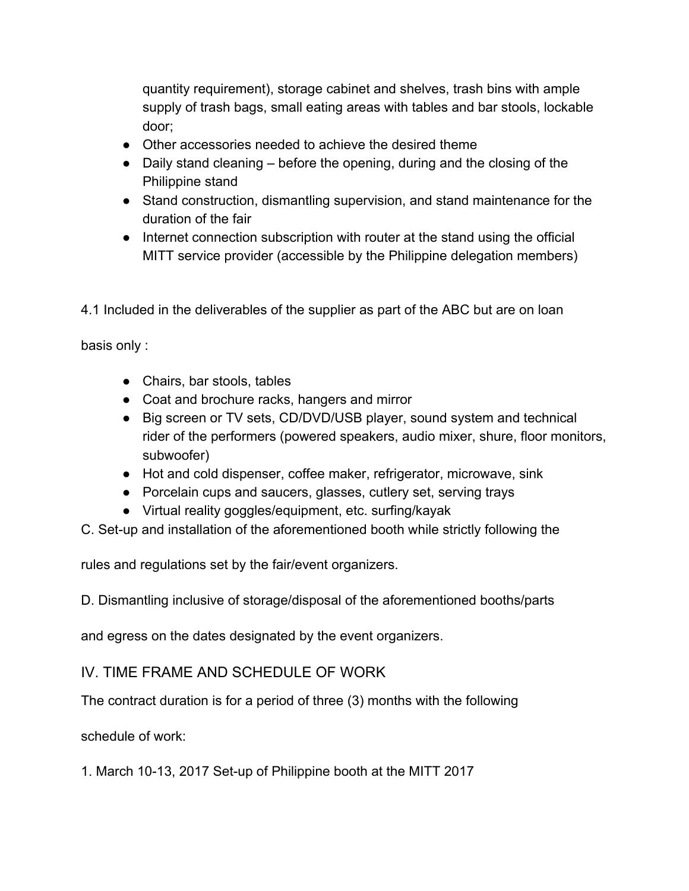quantity requirement), storage cabinet and shelves, trash bins with ample supply of trash bags, small eating areas with tables and bar stools, lockable door;

- Other accessories needed to achieve the desired theme
- Daily stand cleaning – before the opening, during and the closing of the Philippine stand
- Stand construction, dismantling supervision, and stand maintenance for the duration of the fair
- Internet connection subscription with router at the stand using the official MITT service provider (accessible by the Philippine delegation members)

4.1 Included in the deliverables of the supplier as part of the ABC but are on loan basis only :

- Chairs, bar stools, tables
- Coat and brochure racks, hangers and mirror
- Big screen or TV sets, CD/DVD/USB player, sound system and technical rider of the performers (powered speakers, audio mixer, shure, floor monitors, subwoofer)
- Hot and cold dispenser, coffee maker, refrigerator, microwave, sink
- Porcelain cups and saucers, glasses, cutlery set, serving trays
- Virtual reality goggles/equipment, etc. surfing/kayak

C. Set-up and installation of the aforementioned booth while strictly following the rules and regulations set by the fair/event organizers.

D. Dismantling inclusive of storage/disposal of the aforementioned booths/parts and egress on the dates designated by the event organizers.

## IV. TIME FRAME AND SCHEDULE OF WORK

The contract duration is for a period of three (3) months with the following schedule of work:

1. March 10-13, 2017 Set-up of Philippine booth at the MITT 2017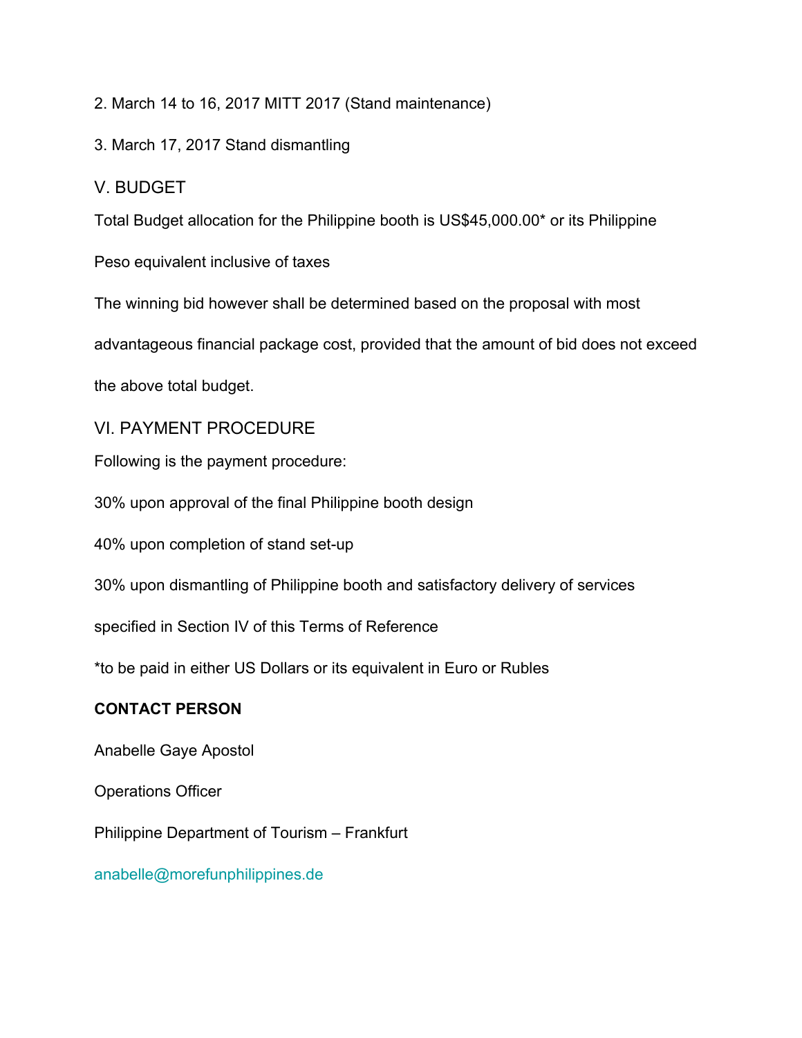2. March 14 to 16, 2017 MITT 2017 (Stand maintenance)

3. March 17, 2017 Stand dismantling

## V. BUDGET

Total Budget allocation for the Philippine booth is US$45,000.00* or its Philippine Peso equivalent inclusive of taxes

The winning bid however shall be determined based on the proposal with most advantageous financial package cost, provided that the amount of bid does not exceed the above total budget.

## VI. PAYMENT PROCEDURE

Following is the payment procedure:

30% upon approval of the final Philippine booth design

40% upon completion of stand set-up

30% upon dismantling of Philippine booth and satisfactory delivery of services specified in Section IV of this Terms of Reference

*to be paid in either US Dollars or its equivalent in Euro or Rubles

**CONTACT PERSON**

Anabelle Gaye Apostol

Operations Officer

Philippine Department of Tourism – Frankfurt

anabelle@morefunphilippines.de